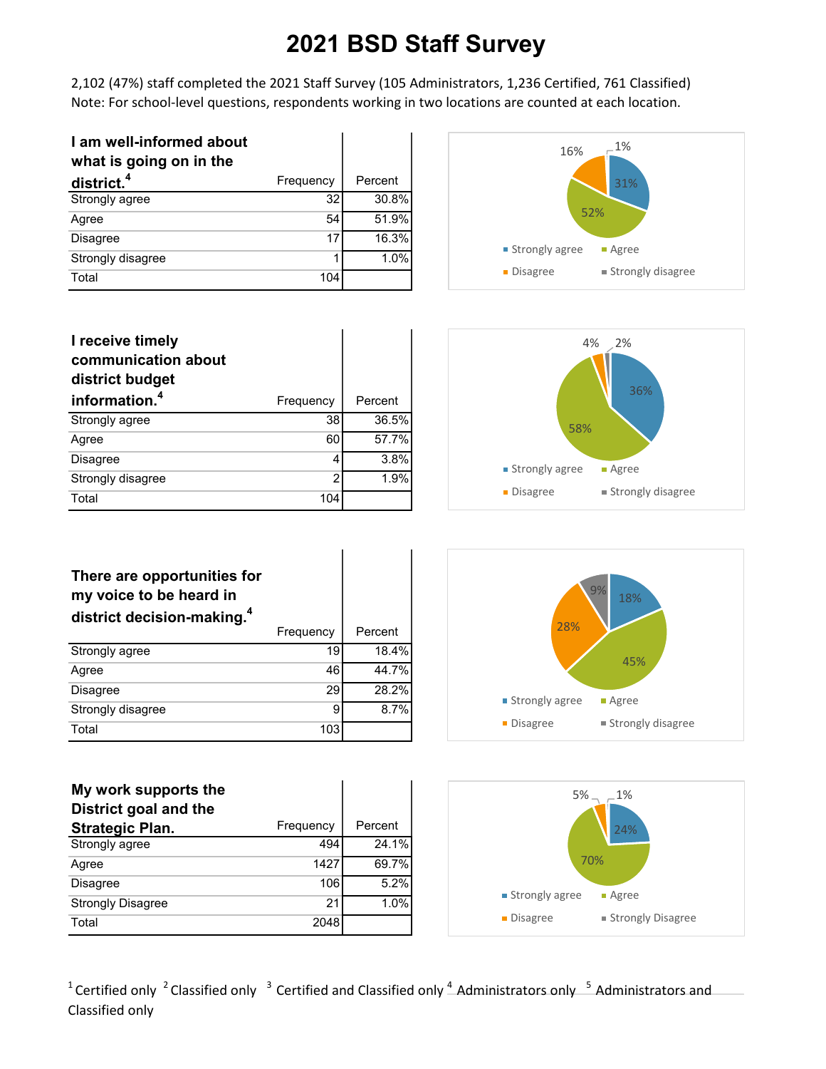# 2021 BSD Staff Survey

2,102 (47%) staff completed the 2021 Staff Survey (105 Administrators, 1,236 Certified, 761 Classified)
Note: For school-level questions, respondents working in two locations are counted at each location.

| I am well-informed about what is going on in the district.[4] | Frequency | Percent |
|---|---|---|
| Strongly agree | 32 | 30.8% |
| Agree | 54 | 51.9% |
| Disagree | 17 | 16.3% |
| Strongly disagree | 1 | 1.0% |
| Total | 104 | |

| I receive timely communication about district budget information.[4] | Frequency | Percent |
|---|---|---|
| Strongly agree | 38 | 36.5% |
| Agree | 60 | 57.7% |
| Disagree | 4 | 3.8% |
| Strongly disagree | 2 | 1.9% |
| Total | 104 | |

| There are opportunities for my voice to be heard in district decision-making.[4] | Frequency | Percent |
|---|---|---|
| Strongly agree | 19 | 18.4% |
| Agree | 46 | 44.7% |
| Disagree | 29 | 28.2% |
| Strongly disagree | 9 | 8.7% |
| Total | 103 | |

| My work supports the District goal and the Strategic Plan. | Frequency | Percent |
|---|---|---|
| Strongly agree | 494 | 24.1% |
| Agree | 1427 | 69.7% |
| Disagree | 106 | 5.2% |
| Strongly Disagree | 21 | 1.0% |
| Total | 2048 | |

[1] Certified only [2] Classified only [3] Certified and Classified only [4] Administrators only [5] Administrators and Classified only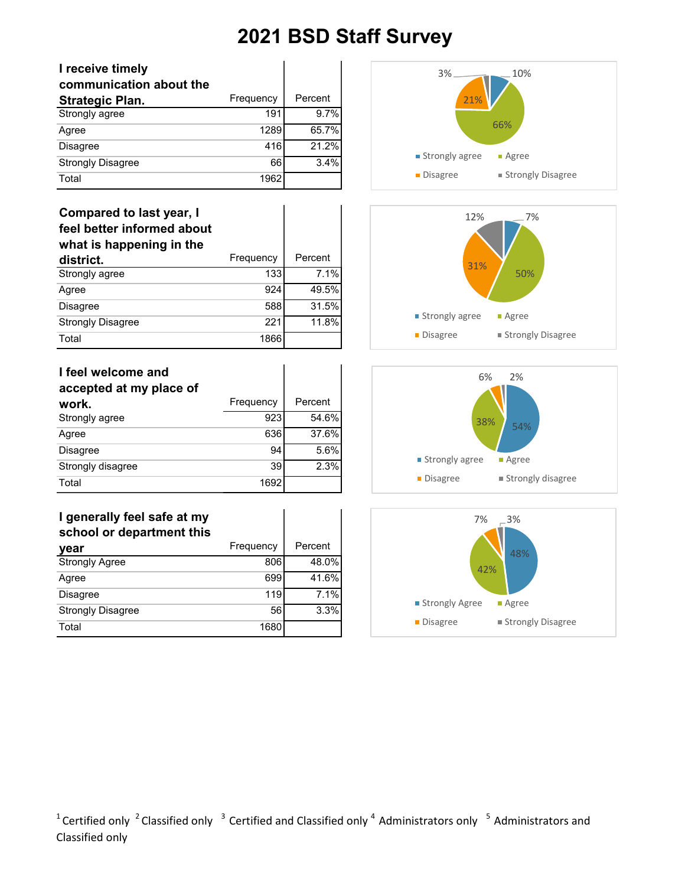# 2021 BSD Staff Survey

| I receive timely communication about the Strategic Plan. | Frequency | Percent |
|---|---|---|
| Strongly agree | 191 | 9.7% |
| Agree | 1289 | 65.7% |
| Disagree | 416 | 21.2% |
| Strongly Disagree | 66 | 3.4% |
| Total | 1962 | |

| Compared to last year, I feel better informed about what is happening in the district. | Frequency | Percent |
|---|---|---|
| Strongly agree | 133 | 7.1% |
| Agree | 924 | 49.5% |
| Disagree | 588 | 31.5% |
| Strongly Disagree | 221 | 11.8% |
| Total | 1866 | |

| I feel welcome and accepted at my place of work. | Frequency | Percent |
|---|---|---|
| Strongly agree | 923 | 54.6% |
| Agree | 636 | 37.6% |
| Disagree | 94 | 5.6% |
| Strongly disagree | 39 | 2.3% |
| Total | 1692 | |

| I generally feel safe at my school or department this year | Frequency | Percent |
|---|---|---|
| Strongly Agree | 806 | 48.0% |
| Agree | 699 | 41.6% |
| Disagree | 119 | 7.1% |
| Strongly Disagree | 56 | 3.3% |
| Total | 1680 | |

[1] Certified only [2] Classified only [3] Certified and Classified only [4] Administrators only [5] Administrators and Classified only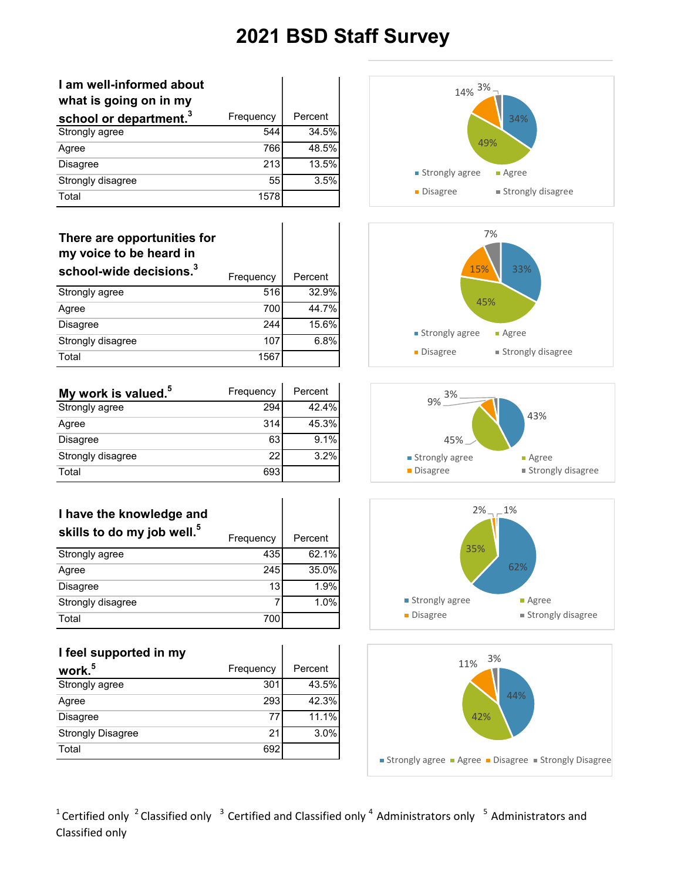# 2021 BSD Staff Survey

| I am well-informed about what is going on in my school or department.[3] | Frequency | Percent |
|---|---|---|
| Strongly agree | 544 | 34.5% |
| Agree | 766 | 48.5% |
| Disagree | 213 | 13.5% |
| Strongly disagree | 55 | 3.5% |
| Total | 1578 | |

| There are opportunities for my voice to be heard in school-wide decisions.[3] | Frequency | Percent |
|---|---|---|
| Strongly agree | 516 | 32.9% |
| Agree | 700 | 44.7% |
| Disagree | 244 | 15.6% |
| Strongly disagree | 107 | 6.8% |
| Total | 1567 | |

| My work is valued.[5] | Frequency | Percent |
|---|---|---|
| Strongly agree | 294 | 42.4% |
| Agree | 314 | 45.3% |
| Disagree | 63 | 9.1% |
| Strongly disagree | 22 | 3.2% |
| Total | 693 | |

| I have the knowledge and skills to do my job well.[5] | Frequency | Percent |
|---|---|---|
| Strongly agree | 435 | 62.1% |
| Agree | 245 | 35.0% |
| Disagree | 13 | 1.9% |
| Strongly disagree | 7 | 1.0% |
| Total | 700 | |

| I feel supported in my work.[5] | Frequency | Percent |
|---|---|---|
| Strongly agree | 301 | 43.5% |
| Agree | 293 | 42.3% |
| Disagree | 77 | 11.1% |
| Strongly Disagree | 21 | 3.0% |
| Total | 692 | |

[1] Certified only [2] Classified only [3] Certified and Classified only [4] Administrators only [5] Administrators and Classified only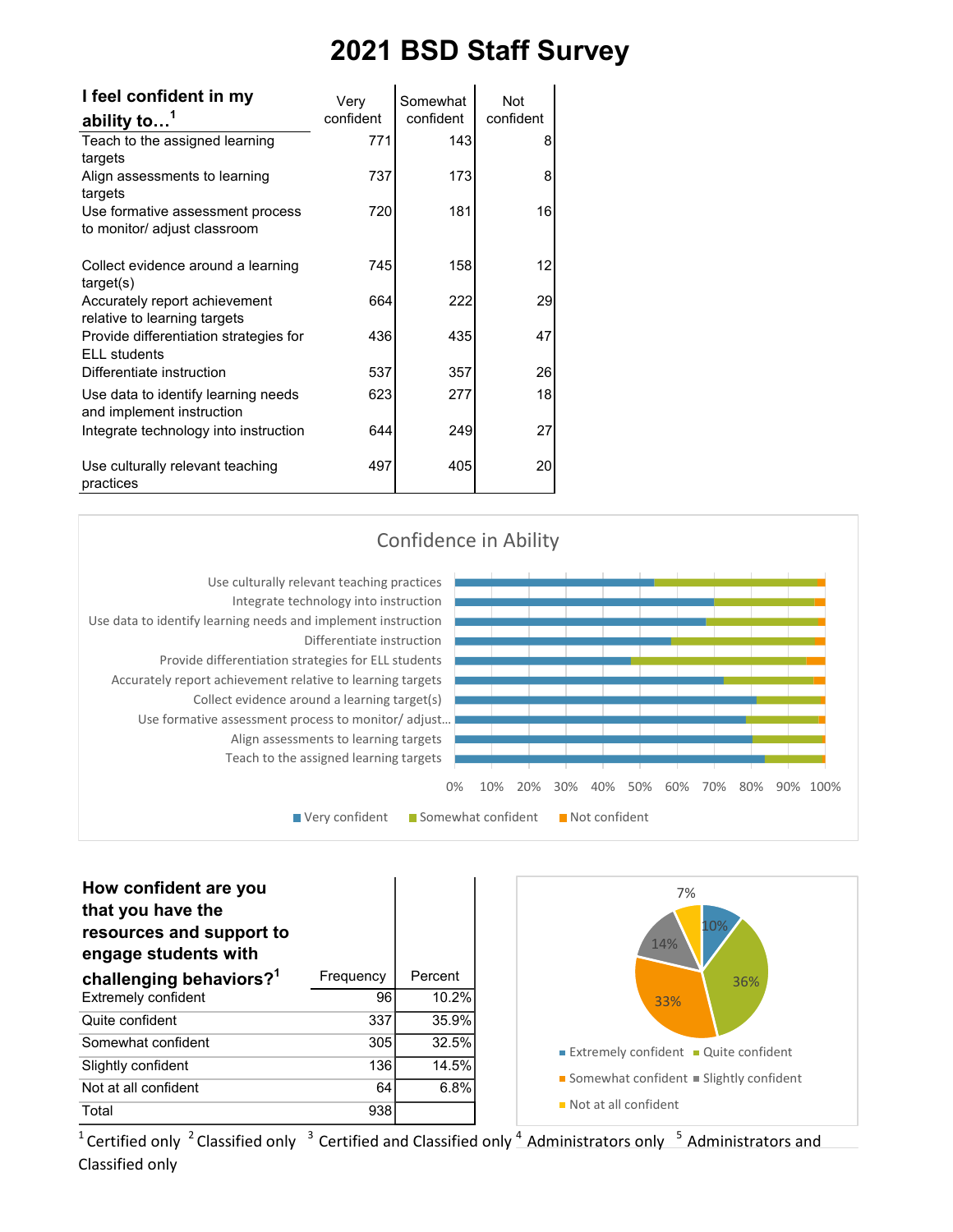# 2021 BSD Staff Survey

| I feel confident in my ability to…[1] | Very confident | Somewhat confident | Not confident |
|---|---|---|---|
| Teach to the assigned learning targets | 771 | 143 | 8 |
| Align assessments to learning targets | 737 | 173 | 8 |
| Use formative assessment process to monitor/ adjust classroom | 720 | 181 | 16 |
| Collect evidence around a learning target(s) | 745 | 158 | 12 |
| Accurately report achievement relative to learning targets | 664 | 222 | 29 |
| Provide differentiation strategies for ELL students | 436 | 435 | 47 |
| Differentiate instruction | 537 | 357 | 26 |
| Use data to identify learning needs and implement instruction | 623 | 277 | 18 |
| Integrate technology into instruction | 644 | 249 | 27 |
| Use culturally relevant teaching practices | 497 | 405 | 20 |

Confidence in Ability

Use culturally relevant teaching practices
Integrate technology into instruction
Use data to identify learning needs and implement instruction
Differentiate instruction
Provide differentiation strategies for ELL students
Accurately report achievement relative to learning targets
Collect evidence around a learning target(s)
Use formative assessment process to monitor/ adjust…
Align assessments to learning targets
Teach to the assigned learning targets

0% 10% 20% 30% 40% 50% 60% 70% 80% 90% 100%

Very confident   Somewhat confident   Not confident

| How confident are you that you have the resources and support to engage students with challenging behaviors?[1] | Frequency | Percent |
|---|---|---|
| Extremely confident | 96 | 10.2% |
| Quite confident | 337 | 35.9% |
| Somewhat confident | 305 | 32.5% |
| Slightly confident | 136 | 14.5% |
| Not at all confident | 64 | 6.8% |
| Total | 938 | |

10% 36% 33% 14% 7%

Extremely confident   Quite confident   Somewhat confident   Slightly confident   Not at all confident

[1] Certified only [2] Classified only [3] Certified and Classified only [4] Administrators only [5] Administrators and Classified only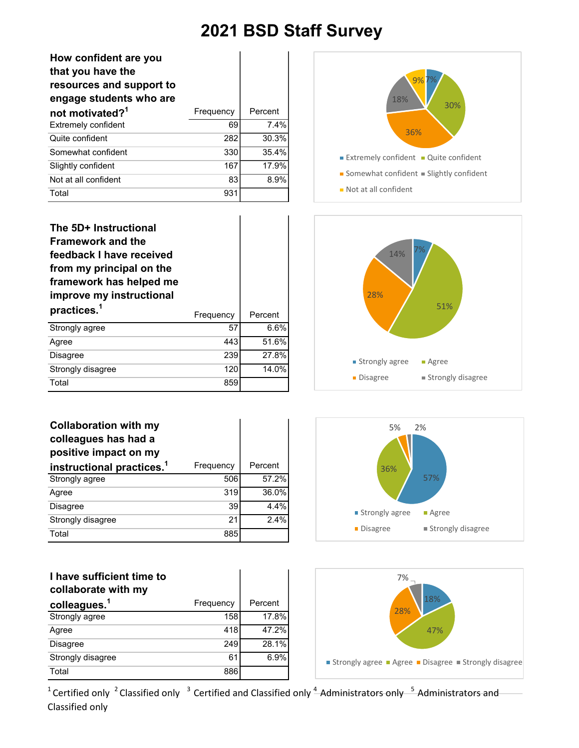# 2021 BSD Staff Survey

| How confident are you that you have the resources and support to engage students who are not motivated?[1] | Frequency | Percent |
|---|---|---|
| Extremely confident | 69 | 7.4% |
| Quite confident | 282 | 30.3% |
| Somewhat confident | 330 | 35.4% |
| Slightly confident | 167 | 17.9% |
| Not at all confident | 83 | 8.9% |
| Total | 931 | |

| The 5D+ Instructional Framework and the feedback I have received from my principal on the framework has helped me improve my instructional practices.[1] | Frequency | Percent |
|---|---|---|
| Strongly agree | 57 | 6.6% |
| Agree | 443 | 51.6% |
| Disagree | 239 | 27.8% |
| Strongly disagree | 120 | 14.0% |
| Total | 859 | |

| Collaboration with my colleagues has had a positive impact on my instructional practices.[1] | Frequency | Percent |
|---|---|---|
| Strongly agree | 506 | 57.2% |
| Agree | 319 | 36.0% |
| Disagree | 39 | 4.4% |
| Strongly disagree | 21 | 2.4% |
| Total | 885 | |

| I have sufficient time to collaborate with my colleagues.[1] | Frequency | Percent |
|---|---|---|
| Strongly agree | 158 | 17.8% |
| Agree | 418 | 47.2% |
| Disagree | 249 | 28.1% |
| Strongly disagree | 61 | 6.9% |
| Total | 886 | |

[1] Certified only [2] Classified only [3] Certified and Classified only [4] Administrators only [5] Administrators and Classified only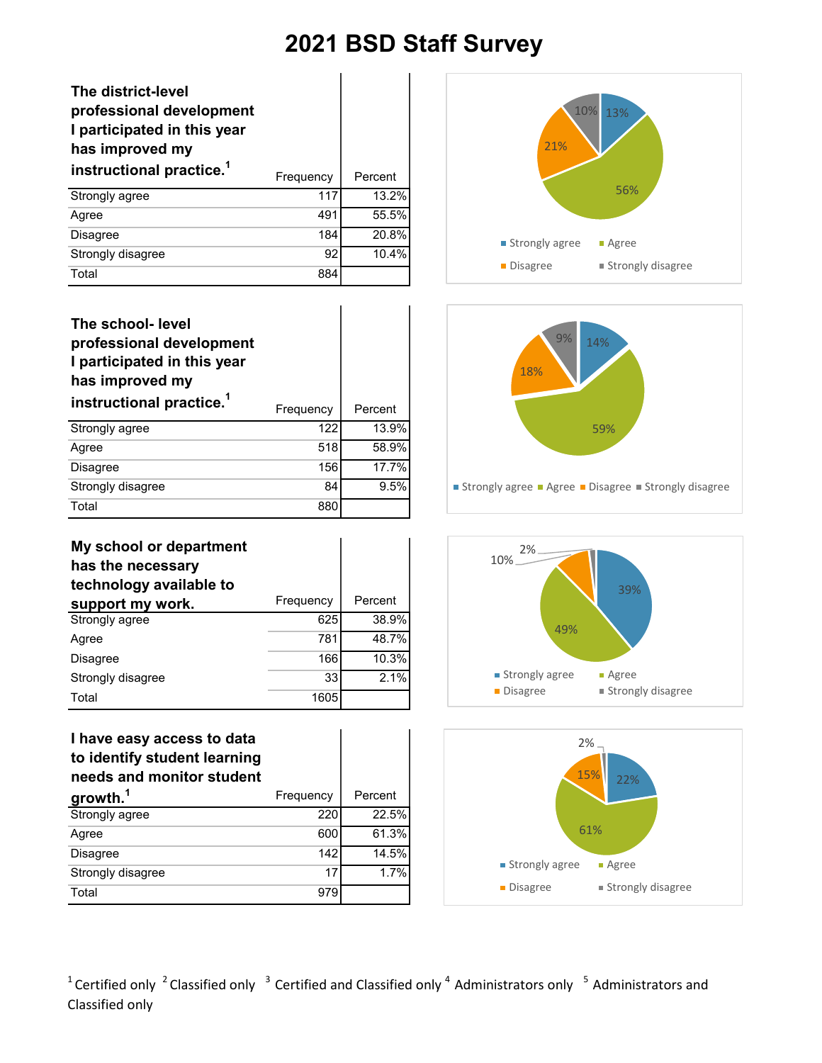# 2021 BSD Staff Survey

| The district-level professional development I participated in this year has improved my instructional practice.[1] | Frequency | Percent |
|---|---|---|
| Strongly agree | 117 | 13.2% |
| Agree | 491 | 55.5% |
| Disagree | 184 | 20.8% |
| Strongly disagree | 92 | 10.4% |
| Total | 884 | |

| The school- level professional development I participated in this year has improved my instructional practice.[1] | Frequency | Percent |
|---|---|---|
| Strongly agree | 122 | 13.9% |
| Agree | 518 | 58.9% |
| Disagree | 156 | 17.7% |
| Strongly disagree | 84 | 9.5% |
| Total | 880 | |

| My school or department has the necessary technology available to support my work. | Frequency | Percent |
|---|---|---|
| Strongly agree | 625 | 38.9% |
| Agree | 781 | 48.7% |
| Disagree | 166 | 10.3% |
| Strongly disagree | 33 | 2.1% |
| Total | 1605 | |

| I have easy access to data to identify student learning needs and monitor student growth.[1] | Frequency | Percent |
|---|---|---|
| Strongly agree | 220 | 22.5% |
| Agree | 600 | 61.3% |
| Disagree | 142 | 14.5% |
| Strongly disagree | 17 | 1.7% |
| Total | 979 | |

[1] Certified only [2] Classified only [3] Certified and Classified only [4] Administrators only [5] Administrators and Classified only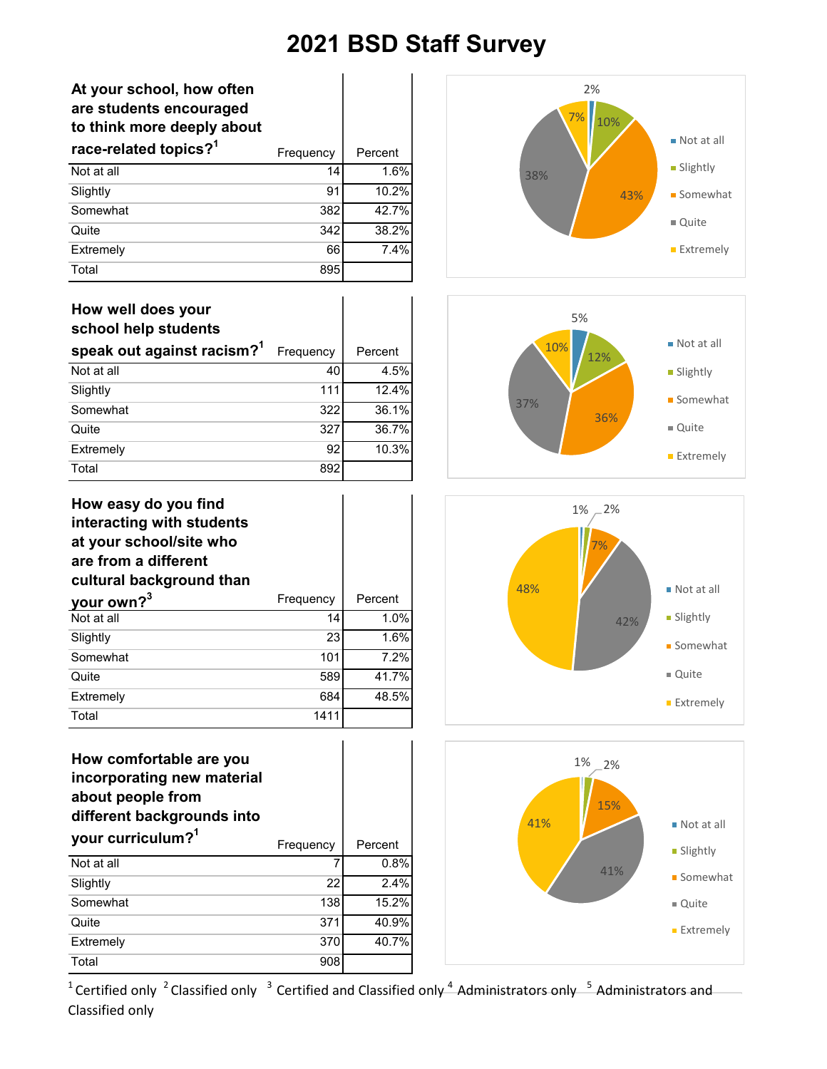# 2021 BSD Staff Survey

| At your school, how often are students encouraged to think more deeply about race-related topics?[1] | Frequency | Percent |
|---|---|---|
| Not at all | 14 | 1.6% |
| Slightly | 91 | 10.2% |
| Somewhat | 382 | 42.7% |
| Quite | 342 | 38.2% |
| Extremely | 66 | 7.4% |
| Total | 895 | |

| How well does your school help students speak out against racism?[1] | Frequency | Percent |
|---|---|---|
| Not at all | 40 | 4.5% |
| Slightly | 111 | 12.4% |
| Somewhat | 322 | 36.1% |
| Quite | 327 | 36.7% |
| Extremely | 92 | 10.3% |
| Total | 892 | |

| How easy do you find interacting with students at your school/site who are from a different cultural background than your own?[3] | Frequency | Percent |
|---|---|---|
| Not at all | 14 | 1.0% |
| Slightly | 23 | 1.6% |
| Somewhat | 101 | 7.2% |
| Quite | 589 | 41.7% |
| Extremely | 684 | 48.5% |
| Total | 1411 | |

| How comfortable are you incorporating new material about people from different backgrounds into your curriculum?[1] | Frequency | Percent |
|---|---|---|
| Not at all | 7 | 0.8% |
| Slightly | 22 | 2.4% |
| Somewhat | 138 | 15.2% |
| Quite | 371 | 40.9% |
| Extremely | 370 | 40.7% |
| Total | 908 | |

[1] Certified only [2] Classified only [3] Certified and Classified only [4] Administrators only [5] Administrators and Classified only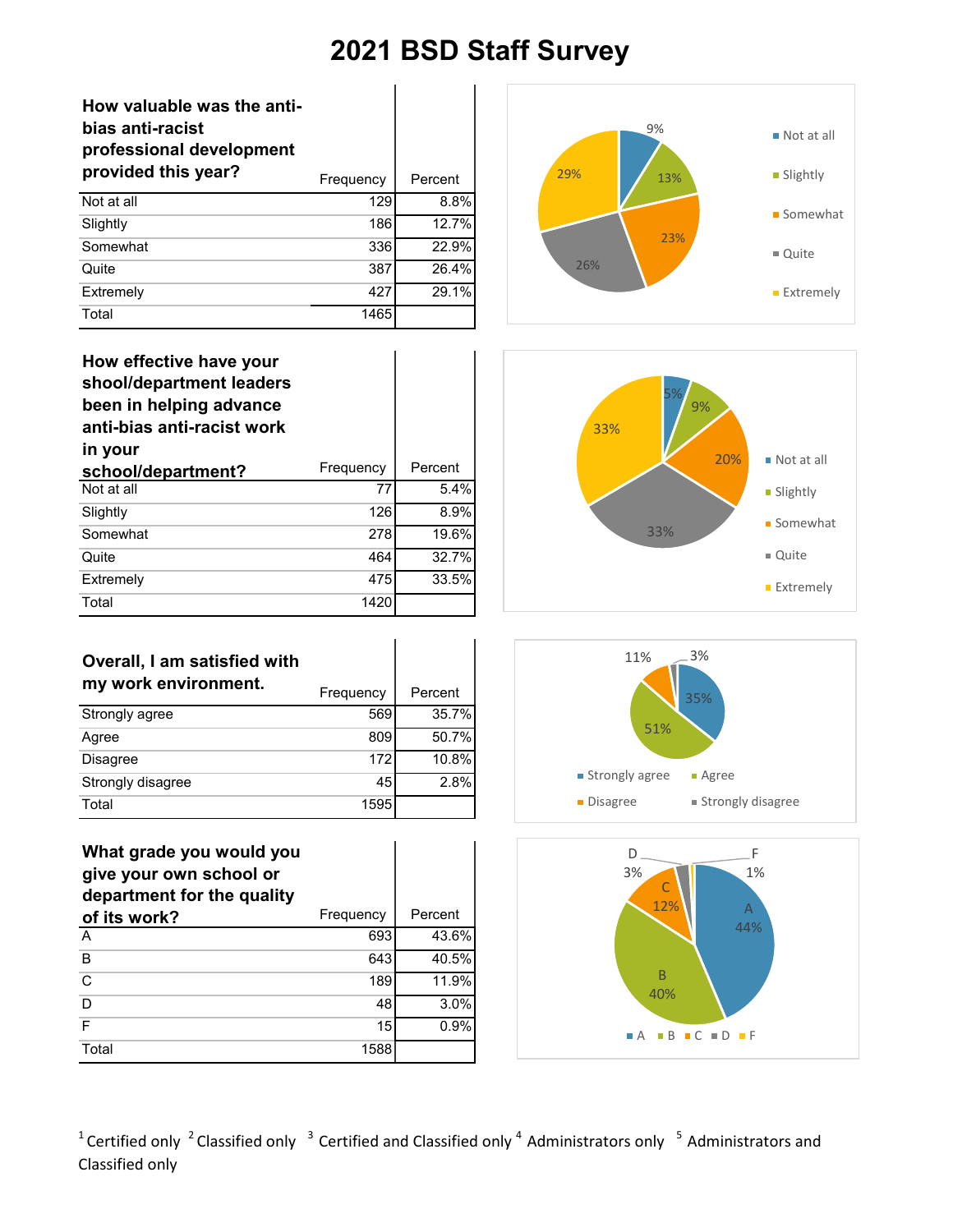# 2021 BSD Staff Survey

| How valuable was the anti-bias anti-racist professional development provided this year? | Frequency | Percent |
|---|---|---|
| Not at all | 129 | 8.8% |
| Slightly | 186 | 12.7% |
| Somewhat | 336 | 22.9% |
| Quite | 387 | 26.4% |
| Extremely | 427 | 29.1% |
| Total | 1465 | |

9%
13%
23%
26%
29%
Not at all
Slightly
Somewhat
Quite
Extremely

| How effective have your shool/department leaders been in helping advance anti-bias anti-racist work in your school/department? | Frequency | Percent |
|---|---|---|
| Not at all | 77 | 5.4% |
| Slightly | 126 | 8.9% |
| Somewhat | 278 | 19.6% |
| Quite | 464 | 32.7% |
| Extremely | 475 | 33.5% |
| Total | 1420 | |

5%
9%
20%
33%
33%
Not at all
Slightly
Somewhat
Quite
Extremely

| Overall, I am satisfied with my work environment. | Frequency | Percent |
|---|---|---|
| Strongly agree | 569 | 35.7% |
| Agree | 809 | 50.7% |
| Disagree | 172 | 10.8% |
| Strongly disagree | 45 | 2.8% |
| Total | 1595 | |

11%
3%
35%
51%
Strongly agree
Agree
Disagree
Strongly disagree

| What grade you would you give your own school or department for the quality of its work? | Frequency | Percent |
|---|---|---|
| A | 693 | 43.6% |
| B | 643 | 40.5% |
| C | 189 | 11.9% |
| D | 48 | 3.0% |
| F | 15 | 0.9% |
| Total | 1588 | |

D 3%
F 1%
C 12%
A 44%
B 40%
A B C D F

[1] Certified only [2] Classified only [3] Certified and Classified only [4] Administrators only [5] Administrators and Classified only